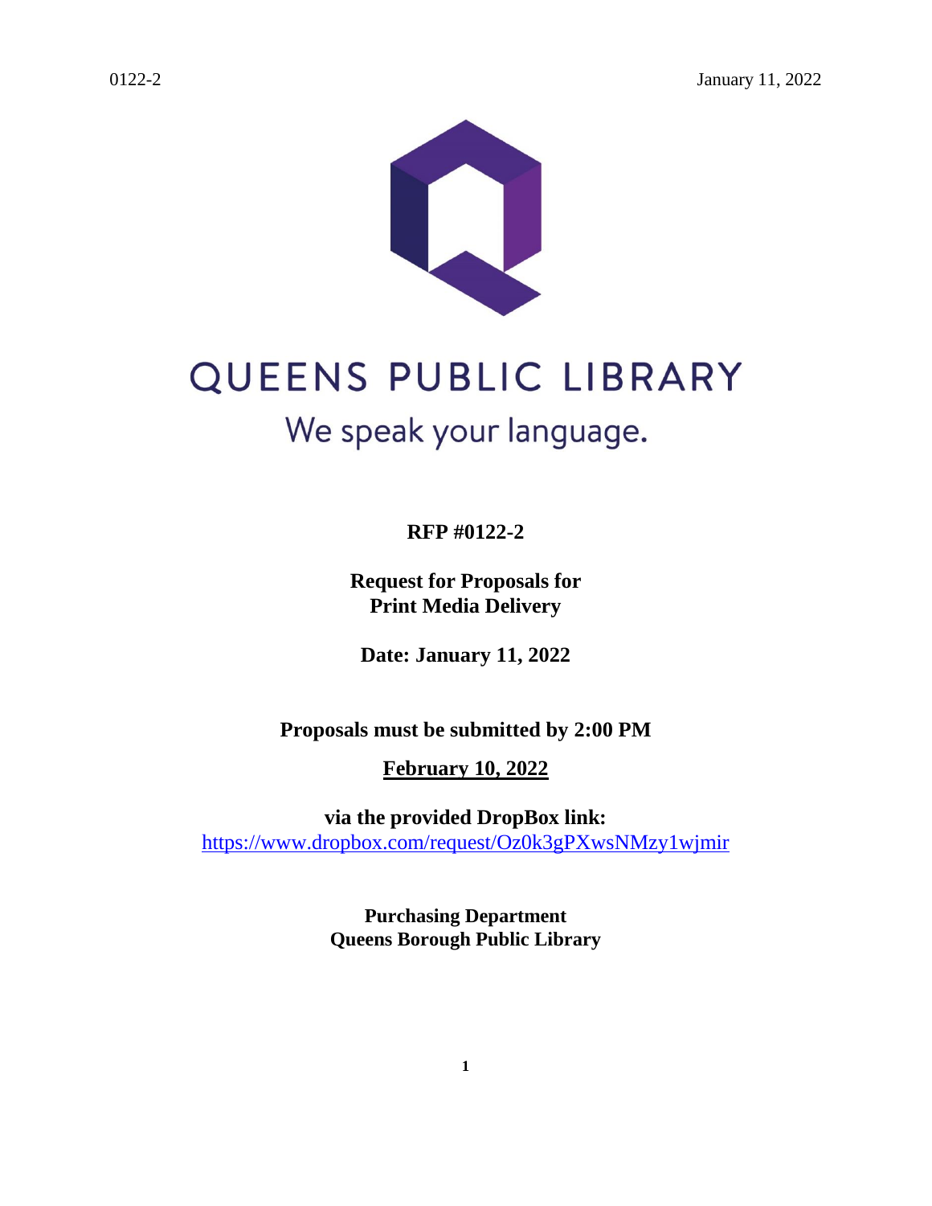# QUEENS PUBLIC LIBRARY

We speak your language.

**RFP #0122-2**

**Request for Proposals for**
**Print Media Delivery**

**Date: January 11, 2022**

**Proposals must be submitted by 2:00 PM**

**February 10, 2022**

**via the provided DropBox link:**
https://www.dropbox.com/request/Oz0k3gPXwsNMzy1wjmir

**Purchasing Department**
**Queens Borough Public Library**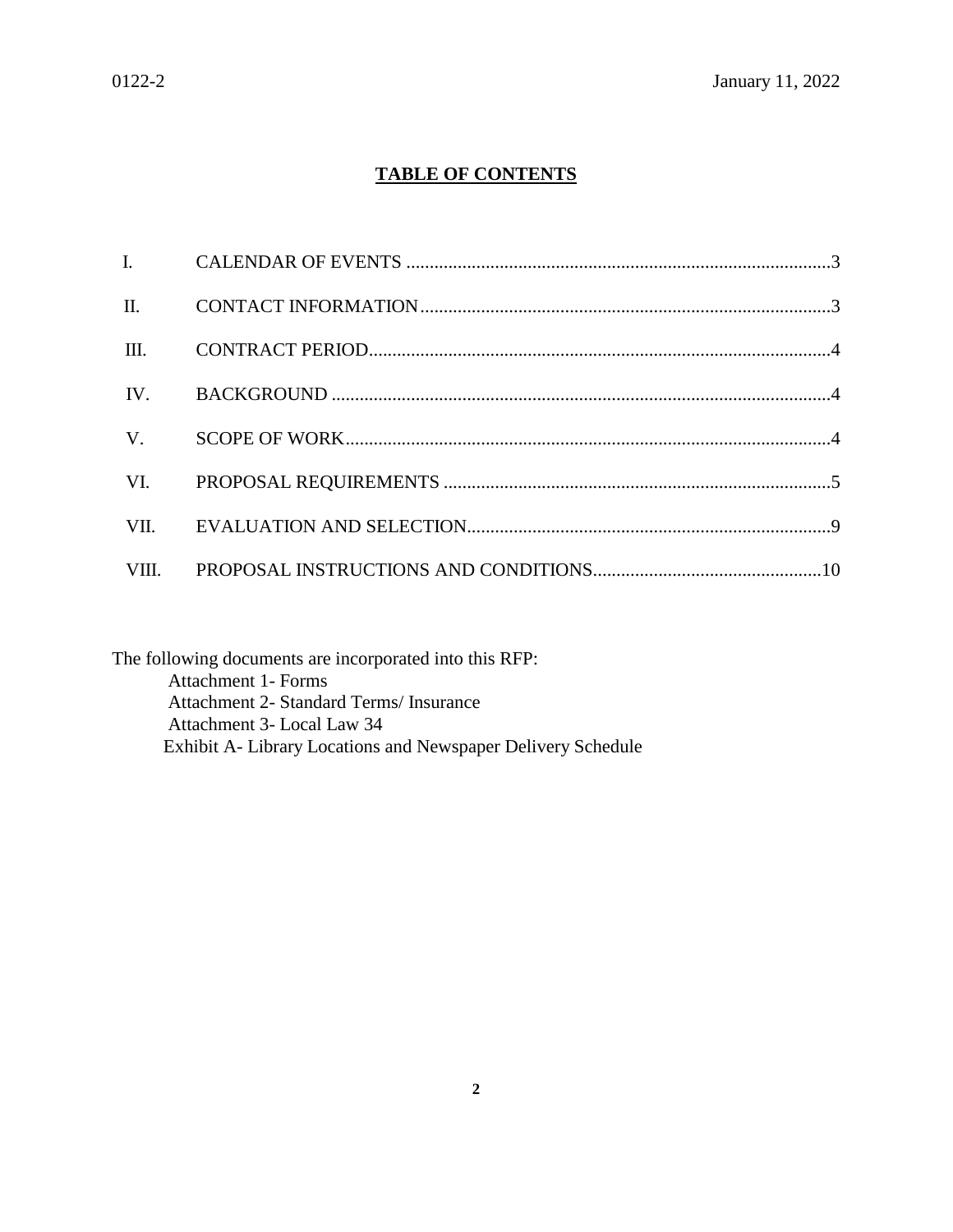## TABLE OF CONTENTS

| | | |
|---|---|---|
| I. | CALENDAR OF EVENTS | 3 |
| II. | CONTACT INFORMATION | 3 |
| III. | CONTRACT PERIOD | 4 |
| IV. | BACKGROUND | 4 |
| V. | SCOPE OF WORK | 4 |
| VI. | PROPOSAL REQUIREMENTS | 5 |
| VII. | EVALUATION AND SELECTION | 9 |
| VIII. | PROPOSAL INSTRUCTIONS AND CONDITIONS | 10 |

The following documents are incorporated into this RFP:

- Attachment 1- Forms
- Attachment 2- Standard Terms/ Insurance
- Attachment 3- Local Law 34
- Exhibit A- Library Locations and Newspaper Delivery Schedule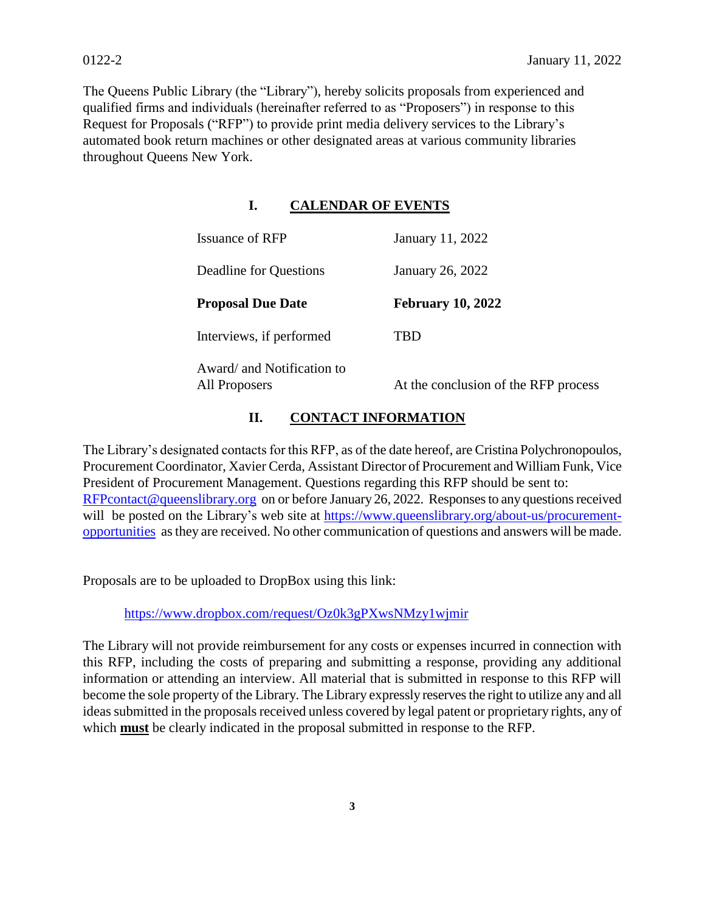The Queens Public Library (the "Library"), hereby solicits proposals from experienced and qualified firms and individuals (hereinafter referred to as "Proposers") in response to this Request for Proposals ("RFP") to provide print media delivery services to the Library's automated book return machines or other designated areas at various community libraries throughout Queens New York.

## I. CALENDAR OF EVENTS

| | |
|---|---|
| Issuance of RFP | January 11, 2022 |
| Deadline for Questions | January 26, 2022 |
| **Proposal Due Date** | **February 10, 2022** |
| Interviews, if performed | TBD |
| Award/ and Notification to All Proposers | At the conclusion of the RFP process |

## II. CONTACT INFORMATION

The Library's designated contacts for this RFP, as of the date hereof, are Cristina Polychronopoulos, Procurement Coordinator, Xavier Cerda, Assistant Director of Procurement and William Funk, Vice President of Procurement Management. Questions regarding this RFP should be sent to: RFPcontact@queenslibrary.org on or before January 26, 2022. Responses to any questions received will be posted on the Library's web site at https://www.queenslibrary.org/about-us/procurement-opportunities as they are received. No other communication of questions and answers will be made.

Proposals are to be uploaded to DropBox using this link:

https://www.dropbox.com/request/Oz0k3gPXwsNMzy1wjmir

The Library will not provide reimbursement for any costs or expenses incurred in connection with this RFP, including the costs of preparing and submitting a response, providing any additional information or attending an interview. All material that is submitted in response to this RFP will become the sole property of the Library. The Library expressly reserves the right to utilize any and all ideas submitted in the proposals received unless covered by legal patent or proprietary rights, any of which **must** be clearly indicated in the proposal submitted in response to the RFP.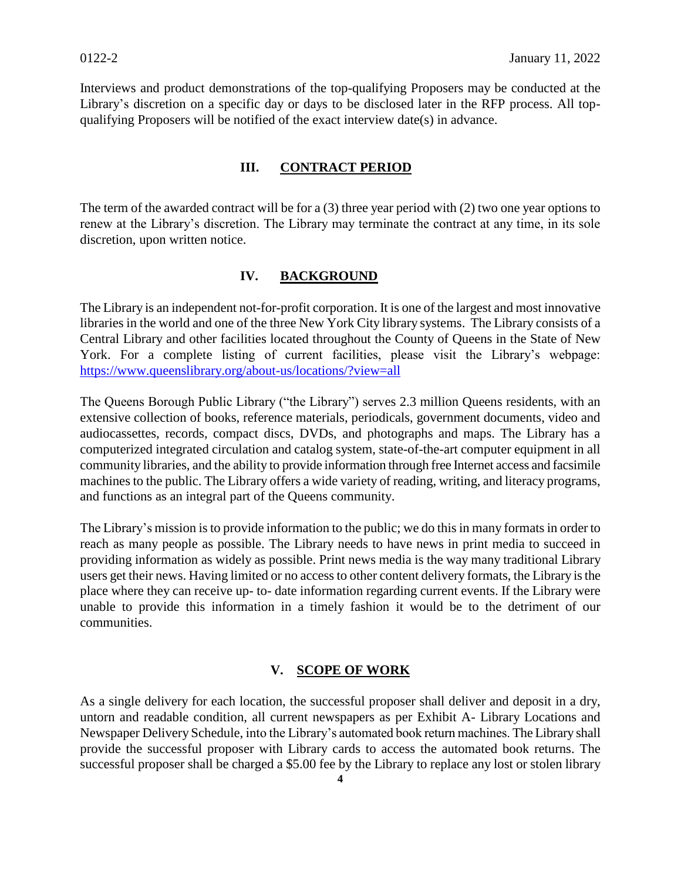Interviews and product demonstrations of the top-qualifying Proposers may be conducted at the Library's discretion on a specific day or days to be disclosed later in the RFP process. All top-qualifying Proposers will be notified of the exact interview date(s) in advance.

## III. CONTRACT PERIOD

The term of the awarded contract will be for a (3) three year period with (2) two one year options to renew at the Library's discretion. The Library may terminate the contract at any time, in its sole discretion, upon written notice.

## IV. BACKGROUND

The Library is an independent not-for-profit corporation. It is one of the largest and most innovative libraries in the world and one of the three New York City library systems. The Library consists of a Central Library and other facilities located throughout the County of Queens in the State of New York. For a complete listing of current facilities, please visit the Library's webpage: https://www.queenslibrary.org/about-us/locations/?view=all

The Queens Borough Public Library ("the Library") serves 2.3 million Queens residents, with an extensive collection of books, reference materials, periodicals, government documents, video and audiocassettes, records, compact discs, DVDs, and photographs and maps. The Library has a computerized integrated circulation and catalog system, state-of-the-art computer equipment in all community libraries, and the ability to provide information through free Internet access and facsimile machines to the public. The Library offers a wide variety of reading, writing, and literacy programs, and functions as an integral part of the Queens community.

The Library's mission is to provide information to the public; we do this in many formats in order to reach as many people as possible. The Library needs to have news in print media to succeed in providing information as widely as possible. Print news media is the way many traditional Library users get their news. Having limited or no access to other content delivery formats, the Library is the place where they can receive up- to- date information regarding current events. If the Library were unable to provide this information in a timely fashion it would be to the detriment of our communities.

## V. SCOPE OF WORK

As a single delivery for each location, the successful proposer shall deliver and deposit in a dry, untorn and readable condition, all current newspapers as per Exhibit A- Library Locations and Newspaper Delivery Schedule, into the Library's automated book return machines. The Library shall provide the successful proposer with Library cards to access the automated book returns. The successful proposer shall be charged a $5.00 fee by the Library to replace any lost or stolen library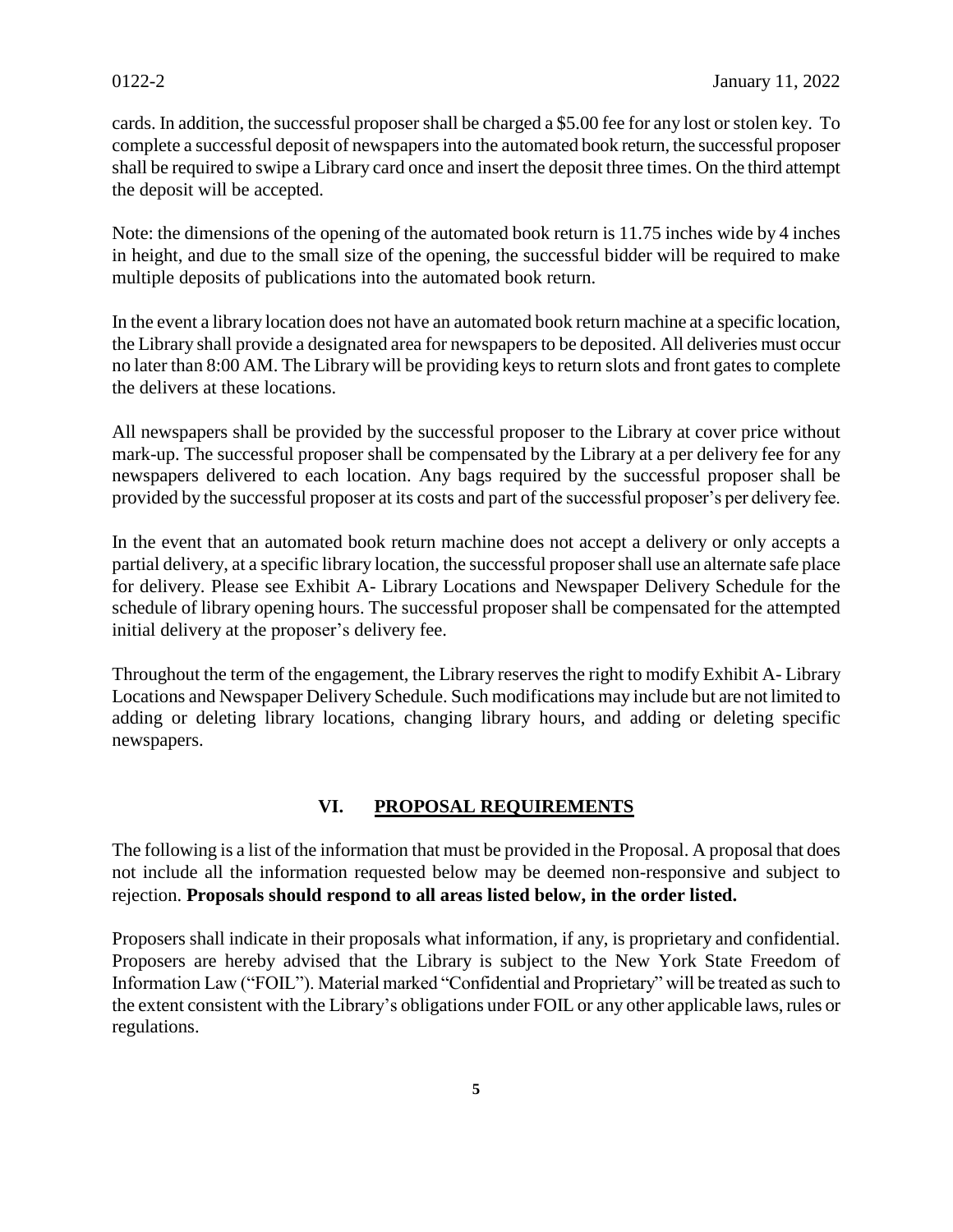cards. In addition, the successful proposer shall be charged a $5.00 fee for any lost or stolen key. To complete a successful deposit of newspapers into the automated book return, the successful proposer shall be required to swipe a Library card once and insert the deposit three times. On the third attempt the deposit will be accepted.

Note: the dimensions of the opening of the automated book return is 11.75 inches wide by 4 inches in height, and due to the small size of the opening, the successful bidder will be required to make multiple deposits of publications into the automated book return.

In the event a library location does not have an automated book return machine at a specific location, the Library shall provide a designated area for newspapers to be deposited. All deliveries must occur no later than 8:00 AM. The Library will be providing keys to return slots and front gates to complete the delivers at these locations.

All newspapers shall be provided by the successful proposer to the Library at cover price without mark-up. The successful proposer shall be compensated by the Library at a per delivery fee for any newspapers delivered to each location. Any bags required by the successful proposer shall be provided by the successful proposer at its costs and part of the successful proposer's per delivery fee.

In the event that an automated book return machine does not accept a delivery or only accepts a partial delivery, at a specific library location, the successful proposer shall use an alternate safe place for delivery. Please see Exhibit A- Library Locations and Newspaper Delivery Schedule for the schedule of library opening hours. The successful proposer shall be compensated for the attempted initial delivery at the proposer's delivery fee.

Throughout the term of the engagement, the Library reserves the right to modify Exhibit A- Library Locations and Newspaper Delivery Schedule. Such modifications may include but are not limited to adding or deleting library locations, changing library hours, and adding or deleting specific newspapers.

## VI. PROPOSAL REQUIREMENTS

The following is a list of the information that must be provided in the Proposal. A proposal that does not include all the information requested below may be deemed non-responsive and subject to rejection. **Proposals should respond to all areas listed below, in the order listed.**

Proposers shall indicate in their proposals what information, if any, is proprietary and confidential. Proposers are hereby advised that the Library is subject to the New York State Freedom of Information Law ("FOIL"). Material marked "Confidential and Proprietary" will be treated as such to the extent consistent with the Library's obligations under FOIL or any other applicable laws, rules or regulations.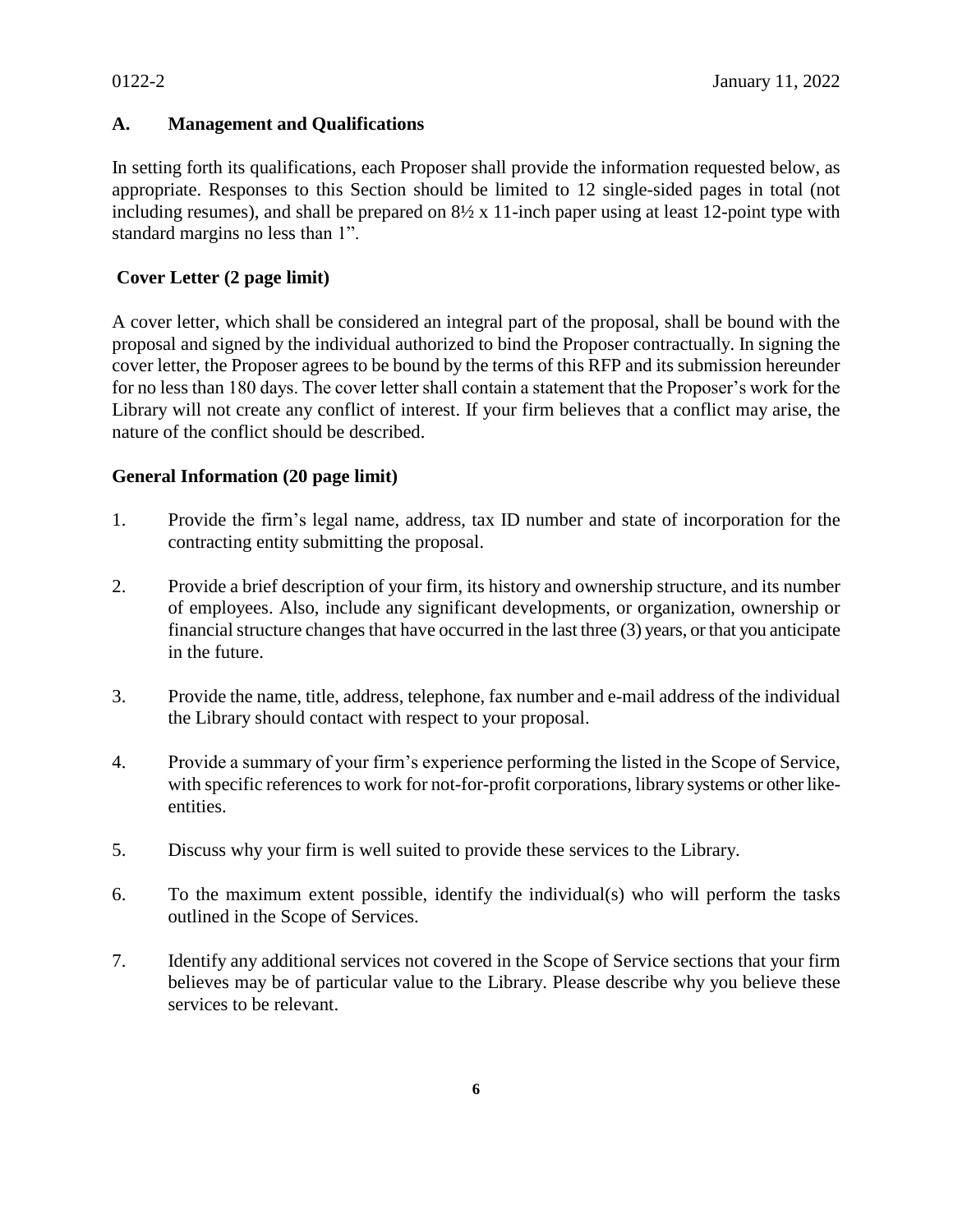## A. Management and Qualifications

In setting forth its qualifications, each Proposer shall provide the information requested below, as appropriate. Responses to this Section should be limited to 12 single-sided pages in total (not including resumes), and shall be prepared on 8½ x 11-inch paper using at least 12-point type with standard margins no less than 1".

### Cover Letter (2 page limit)

A cover letter, which shall be considered an integral part of the proposal, shall be bound with the proposal and signed by the individual authorized to bind the Proposer contractually. In signing the cover letter, the Proposer agrees to be bound by the terms of this RFP and its submission hereunder for no less than 180 days. The cover letter shall contain a statement that the Proposer's work for the Library will not create any conflict of interest. If your firm believes that a conflict may arise, the nature of the conflict should be described.

### General Information (20 page limit)

1. Provide the firm's legal name, address, tax ID number and state of incorporation for the contracting entity submitting the proposal.

2. Provide a brief description of your firm, its history and ownership structure, and its number of employees. Also, include any significant developments, or organization, ownership or financial structure changes that have occurred in the last three (3) years, or that you anticipate in the future.

3. Provide the name, title, address, telephone, fax number and e-mail address of the individual the Library should contact with respect to your proposal.

4. Provide a summary of your firm's experience performing the listed in the Scope of Service, with specific references to work for not-for-profit corporations, library systems or other like-entities.

5. Discuss why your firm is well suited to provide these services to the Library.

6. To the maximum extent possible, identify the individual(s) who will perform the tasks outlined in the Scope of Services.

7. Identify any additional services not covered in the Scope of Service sections that your firm believes may be of particular value to the Library. Please describe why you believe these services to be relevant.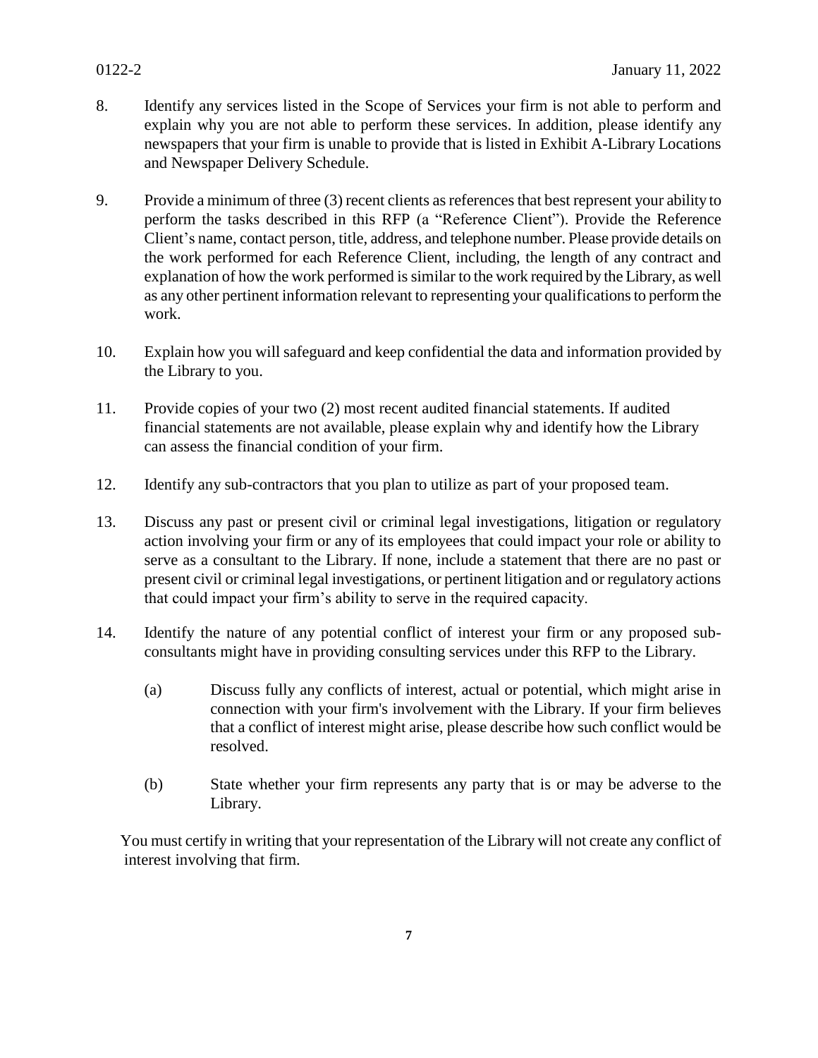8. Identify any services listed in the Scope of Services your firm is not able to perform and explain why you are not able to perform these services. In addition, please identify any newspapers that your firm is unable to provide that is listed in Exhibit A-Library Locations and Newspaper Delivery Schedule.

9. Provide a minimum of three (3) recent clients as references that best represent your ability to perform the tasks described in this RFP (a "Reference Client"). Provide the Reference Client's name, contact person, title, address, and telephone number. Please provide details on the work performed for each Reference Client, including, the length of any contract and explanation of how the work performed is similar to the work required by the Library, as well as any other pertinent information relevant to representing your qualifications to perform the work.

10. Explain how you will safeguard and keep confidential the data and information provided by the Library to you.

11. Provide copies of your two (2) most recent audited financial statements. If audited financial statements are not available, please explain why and identify how the Library can assess the financial condition of your firm.

12. Identify any sub-contractors that you plan to utilize as part of your proposed team.

13. Discuss any past or present civil or criminal legal investigations, litigation or regulatory action involving your firm or any of its employees that could impact your role or ability to serve as a consultant to the Library. If none, include a statement that there are no past or present civil or criminal legal investigations, or pertinent litigation and or regulatory actions that could impact your firm's ability to serve in the required capacity.

14. Identify the nature of any potential conflict of interest your firm or any proposed sub-consultants might have in providing consulting services under this RFP to the Library.

    (a) Discuss fully any conflicts of interest, actual or potential, which might arise in connection with your firm's involvement with the Library. If your firm believes that a conflict of interest might arise, please describe how such conflict would be resolved.

    (b) State whether your firm represents any party that is or may be adverse to the Library.

You must certify in writing that your representation of the Library will not create any conflict of interest involving that firm.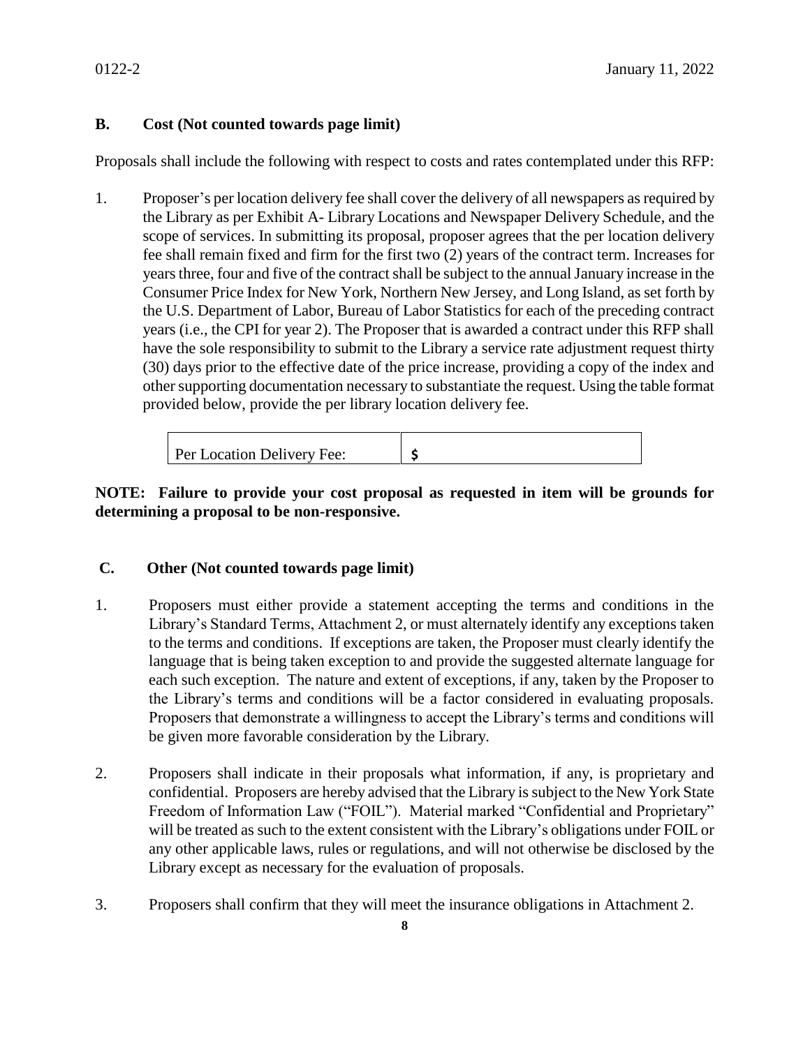### B. Cost (Not counted towards page limit)

Proposals shall include the following with respect to costs and rates contemplated under this RFP:

1. Proposer's per location delivery fee shall cover the delivery of all newspapers as required by the Library as per Exhibit A- Library Locations and Newspaper Delivery Schedule, and the scope of services. In submitting its proposal, proposer agrees that the per location delivery fee shall remain fixed and firm for the first two (2) years of the contract term. Increases for years three, four and five of the contract shall be subject to the annual January increase in the Consumer Price Index for New York, Northern New Jersey, and Long Island, as set forth by the U.S. Department of Labor, Bureau of Labor Statistics for each of the preceding contract years (i.e., the CPI for year 2). The Proposer that is awarded a contract under this RFP shall have the sole responsibility to submit to the Library a service rate adjustment request thirty (30) days prior to the effective date of the price increase, providing a copy of the index and other supporting documentation necessary to substantiate the request. Using the table format provided below, provide the per library location delivery fee.

| Per Location Delivery Fee: | $ |
|---|---|

**NOTE: Failure to provide your cost proposal as requested in item will be grounds for determining a proposal to be non-responsive.**

### C. Other (Not counted towards page limit)

1. Proposers must either provide a statement accepting the terms and conditions in the Library's Standard Terms, Attachment 2, or must alternately identify any exceptions taken to the terms and conditions. If exceptions are taken, the Proposer must clearly identify the language that is being taken exception to and provide the suggested alternate language for each such exception. The nature and extent of exceptions, if any, taken by the Proposer to the Library's terms and conditions will be a factor considered in evaluating proposals. Proposers that demonstrate a willingness to accept the Library's terms and conditions will be given more favorable consideration by the Library.

2. Proposers shall indicate in their proposals what information, if any, is proprietary and confidential. Proposers are hereby advised that the Library is subject to the New York State Freedom of Information Law ("FOIL"). Material marked "Confidential and Proprietary" will be treated as such to the extent consistent with the Library's obligations under FOIL or any other applicable laws, rules or regulations, and will not otherwise be disclosed by the Library except as necessary for the evaluation of proposals.

3. Proposers shall confirm that they will meet the insurance obligations in Attachment 2.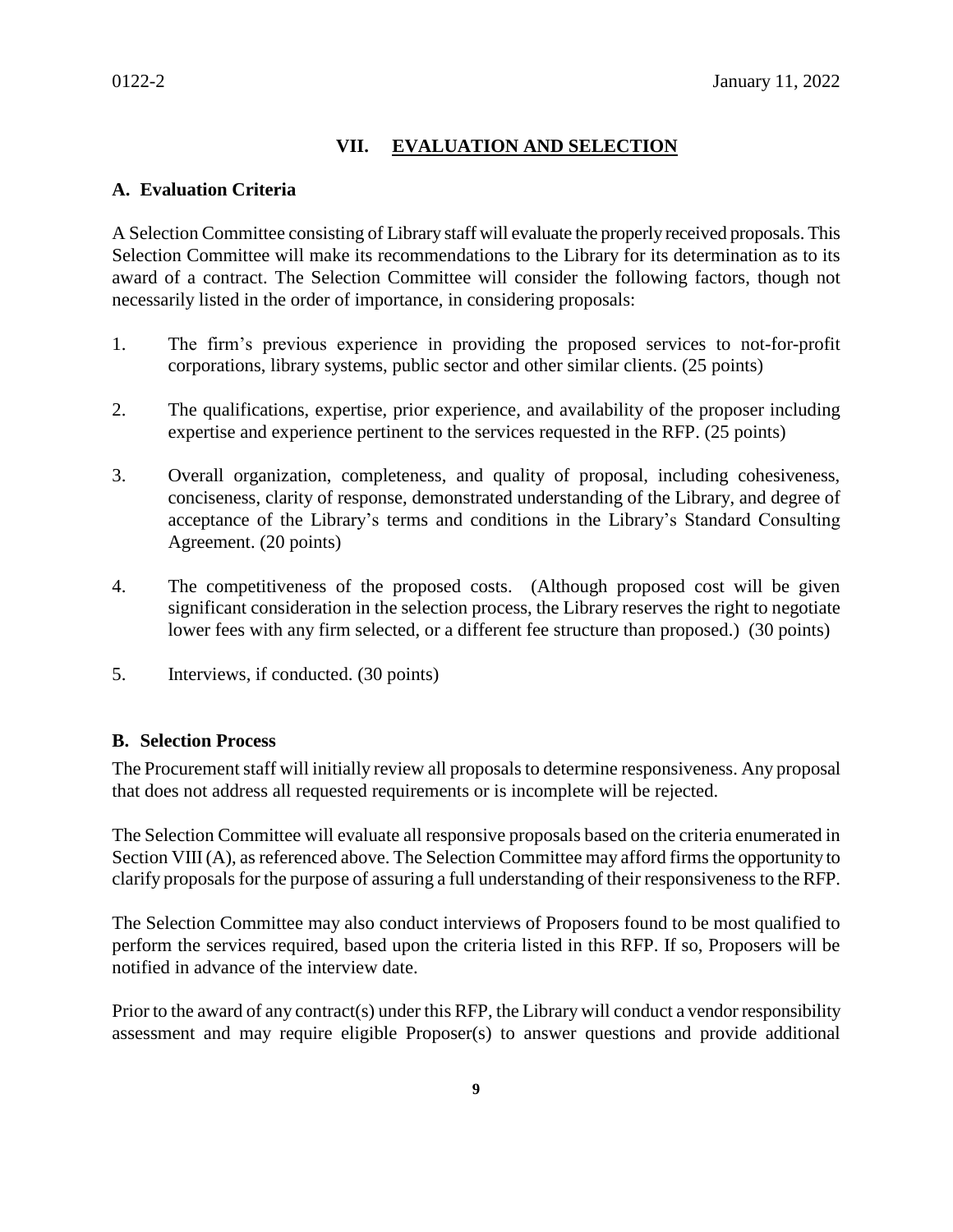## VII. EVALUATION AND SELECTION

### A. Evaluation Criteria

A Selection Committee consisting of Library staff will evaluate the properly received proposals. This Selection Committee will make its recommendations to the Library for its determination as to its award of a contract. The Selection Committee will consider the following factors, though not necessarily listed in the order of importance, in considering proposals:

1. The firm's previous experience in providing the proposed services to not-for-profit corporations, library systems, public sector and other similar clients. (25 points)

2. The qualifications, expertise, prior experience, and availability of the proposer including expertise and experience pertinent to the services requested in the RFP. (25 points)

3. Overall organization, completeness, and quality of proposal, including cohesiveness, conciseness, clarity of response, demonstrated understanding of the Library, and degree of acceptance of the Library's terms and conditions in the Library's Standard Consulting Agreement. (20 points)

4. The competitiveness of the proposed costs. (Although proposed cost will be given significant consideration in the selection process, the Library reserves the right to negotiate lower fees with any firm selected, or a different fee structure than proposed.) (30 points)

5. Interviews, if conducted. (30 points)

### B. Selection Process

The Procurement staff will initially review all proposals to determine responsiveness. Any proposal that does not address all requested requirements or is incomplete will be rejected.

The Selection Committee will evaluate all responsive proposals based on the criteria enumerated in Section VIII (A), as referenced above. The Selection Committee may afford firms the opportunity to clarify proposals for the purpose of assuring a full understanding of their responsiveness to the RFP.

The Selection Committee may also conduct interviews of Proposers found to be most qualified to perform the services required, based upon the criteria listed in this RFP. If so, Proposers will be notified in advance of the interview date.

Prior to the award of any contract(s) under this RFP, the Library will conduct a vendor responsibility assessment and may require eligible Proposer(s) to answer questions and provide additional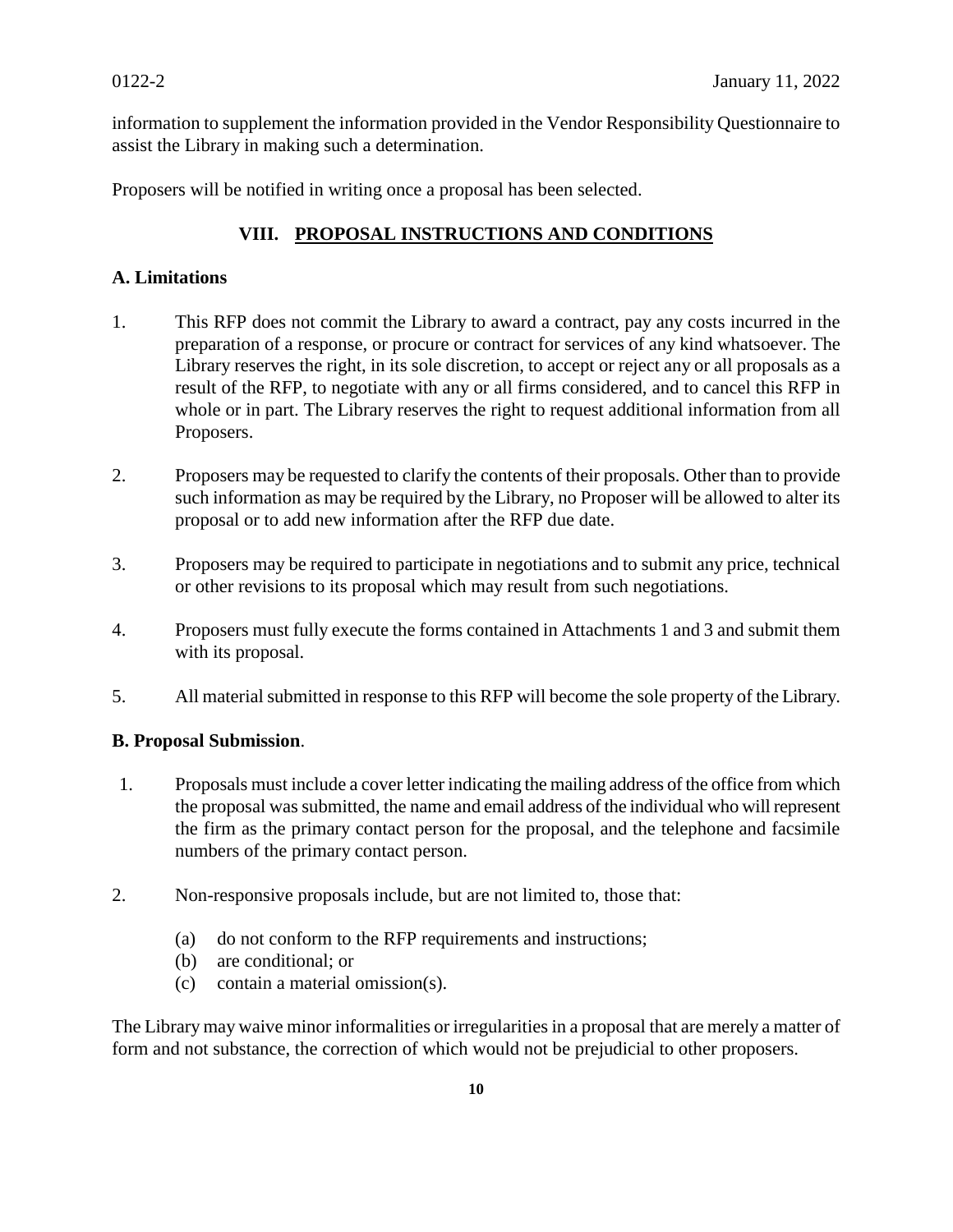information to supplement the information provided in the Vendor Responsibility Questionnaire to assist the Library in making such a determination.

Proposers will be notified in writing once a proposal has been selected.

## VIII. PROPOSAL INSTRUCTIONS AND CONDITIONS

### A. Limitations

1. This RFP does not commit the Library to award a contract, pay any costs incurred in the preparation of a response, or procure or contract for services of any kind whatsoever. The Library reserves the right, in its sole discretion, to accept or reject any or all proposals as a result of the RFP, to negotiate with any or all firms considered, and to cancel this RFP in whole or in part. The Library reserves the right to request additional information from all Proposers.

2. Proposers may be requested to clarify the contents of their proposals. Other than to provide such information as may be required by the Library, no Proposer will be allowed to alter its proposal or to add new information after the RFP due date.

3. Proposers may be required to participate in negotiations and to submit any price, technical or other revisions to its proposal which may result from such negotiations.

4. Proposers must fully execute the forms contained in Attachments 1 and 3 and submit them with its proposal.

5. All material submitted in response to this RFP will become the sole property of the Library.

### B. Proposal Submission.

1. Proposals must include a cover letter indicating the mailing address of the office from which the proposal was submitted, the name and email address of the individual who will represent the firm as the primary contact person for the proposal, and the telephone and facsimile numbers of the primary contact person.

2. Non-responsive proposals include, but are not limited to, those that:

   (a) do not conform to the RFP requirements and instructions;
   (b) are conditional; or
   (c) contain a material omission(s).

The Library may waive minor informalities or irregularities in a proposal that are merely a matter of form and not substance, the correction of which would not be prejudicial to other proposers.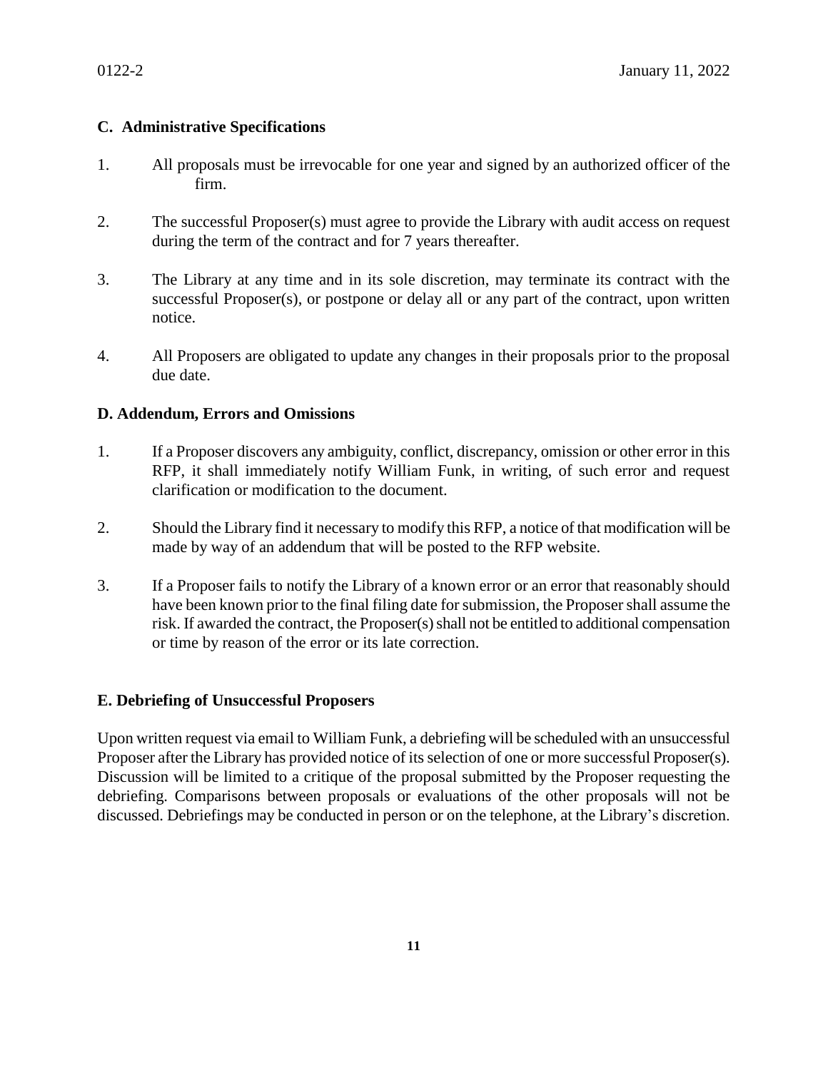### C. Administrative Specifications

1. All proposals must be irrevocable for one year and signed by an authorized officer of the firm.

2. The successful Proposer(s) must agree to provide the Library with audit access on request during the term of the contract and for 7 years thereafter.

3. The Library at any time and in its sole discretion, may terminate its contract with the successful Proposer(s), or postpone or delay all or any part of the contract, upon written notice.

4. All Proposers are obligated to update any changes in their proposals prior to the proposal due date.

### D. Addendum, Errors and Omissions

1. If a Proposer discovers any ambiguity, conflict, discrepancy, omission or other error in this RFP, it shall immediately notify William Funk, in writing, of such error and request clarification or modification to the document.

2. Should the Library find it necessary to modify this RFP, a notice of that modification will be made by way of an addendum that will be posted to the RFP website.

3. If a Proposer fails to notify the Library of a known error or an error that reasonably should have been known prior to the final filing date for submission, the Proposer shall assume the risk. If awarded the contract, the Proposer(s) shall not be entitled to additional compensation or time by reason of the error or its late correction.

### E. Debriefing of Unsuccessful Proposers

Upon written request via email to William Funk, a debriefing will be scheduled with an unsuccessful Proposer after the Library has provided notice of its selection of one or more successful Proposer(s). Discussion will be limited to a critique of the proposal submitted by the Proposer requesting the debriefing. Comparisons between proposals or evaluations of the other proposals will not be discussed. Debriefings may be conducted in person or on the telephone, at the Library's discretion.